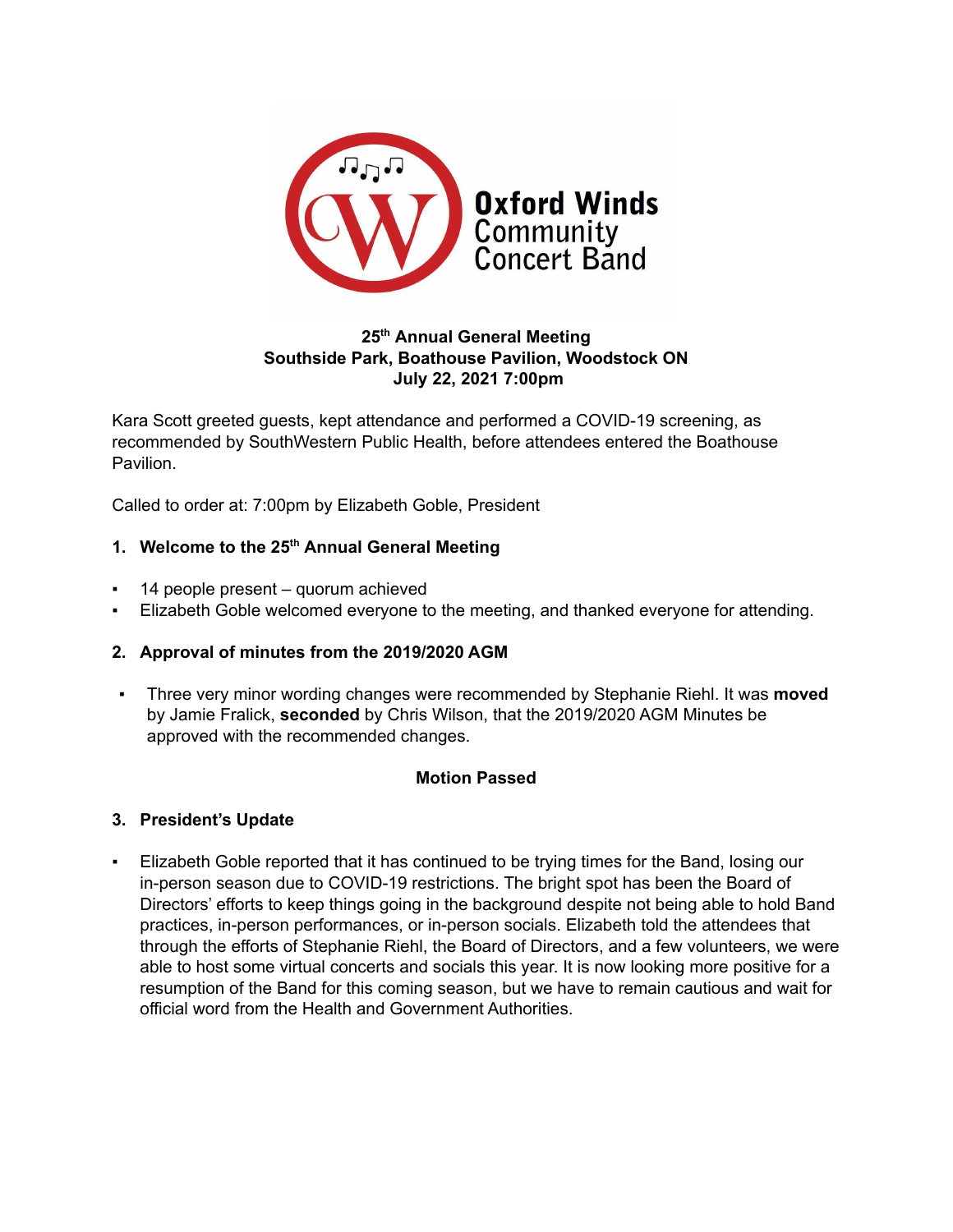Oxford Winds Community Concert Band

**25th Annual General Meeting**
**Southside Park, Boathouse Pavilion, Woodstock ON**
**July 22, 2021 7:00pm**

Kara Scott greeted guests, kept attendance and performed a COVID-19 screening, as recommended by SouthWestern Public Health, before attendees entered the Boathouse Pavilion.

Called to order at: 7:00pm by Elizabeth Goble, President

## 1. Welcome to the 25th Annual General Meeting

- 14 people present – quorum achieved
- Elizabeth Goble welcomed everyone to the meeting, and thanked everyone for attending.

## 2. Approval of minutes from the 2019/2020 AGM

- Three very minor wording changes were recommended by Stephanie Riehl. It was **moved** by Jamie Fralick, **seconded** by Chris Wilson, that the 2019/2020 AGM Minutes be approved with the recommended changes.

**Motion Passed**

## 3. President's Update

- Elizabeth Goble reported that it has continued to be trying times for the Band, losing our in-person season due to COVID-19 restrictions. The bright spot has been the Board of Directors' efforts to keep things going in the background despite not being able to hold Band practices, in-person performances, or in-person socials. Elizabeth told the attendees that through the efforts of Stephanie Riehl, the Board of Directors, and a few volunteers, we were able to host some virtual concerts and socials this year. It is now looking more positive for a resumption of the Band for this coming season, but we have to remain cautious and wait for official word from the Health and Government Authorities.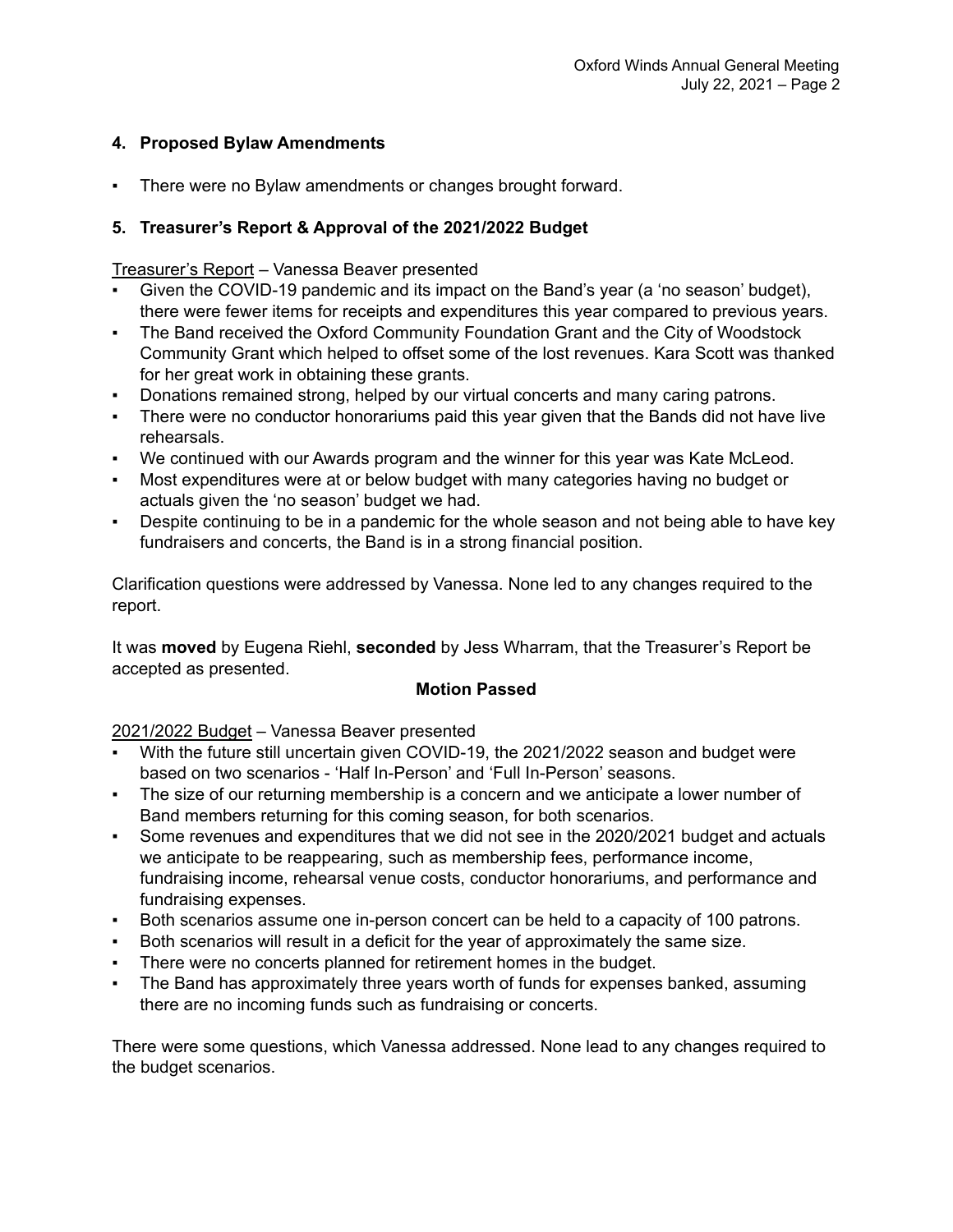### 4. Proposed Bylaw Amendments

- There were no Bylaw amendments or changes brought forward.

### 5. Treasurer's Report & Approval of the 2021/2022 Budget

Treasurer's Report – Vanessa Beaver presented

- Given the COVID-19 pandemic and its impact on the Band's year (a 'no season' budget), there were fewer items for receipts and expenditures this year compared to previous years.
- The Band received the Oxford Community Foundation Grant and the City of Woodstock Community Grant which helped to offset some of the lost revenues. Kara Scott was thanked for her great work in obtaining these grants.
- Donations remained strong, helped by our virtual concerts and many caring patrons.
- There were no conductor honorariums paid this year given that the Bands did not have live rehearsals.
- We continued with our Awards program and the winner for this year was Kate McLeod.
- Most expenditures were at or below budget with many categories having no budget or actuals given the 'no season' budget we had.
- Despite continuing to be in a pandemic for the whole season and not being able to have key fundraisers and concerts, the Band is in a strong financial position.

Clarification questions were addressed by Vanessa. None led to any changes required to the report.

It was **moved** by Eugena Riehl, **seconded** by Jess Wharram, that the Treasurer's Report be accepted as presented.

**Motion Passed**

2021/2022 Budget – Vanessa Beaver presented

- With the future still uncertain given COVID-19, the 2021/2022 season and budget were based on two scenarios - 'Half In-Person' and 'Full In-Person' seasons.
- The size of our returning membership is a concern and we anticipate a lower number of Band members returning for this coming season, for both scenarios.
- Some revenues and expenditures that we did not see in the 2020/2021 budget and actuals we anticipate to be reappearing, such as membership fees, performance income, fundraising income, rehearsal venue costs, conductor honorariums, and performance and fundraising expenses.
- Both scenarios assume one in-person concert can be held to a capacity of 100 patrons.
- Both scenarios will result in a deficit for the year of approximately the same size.
- There were no concerts planned for retirement homes in the budget.
- The Band has approximately three years worth of funds for expenses banked, assuming there are no incoming funds such as fundraising or concerts.

There were some questions, which Vanessa addressed. None lead to any changes required to the budget scenarios.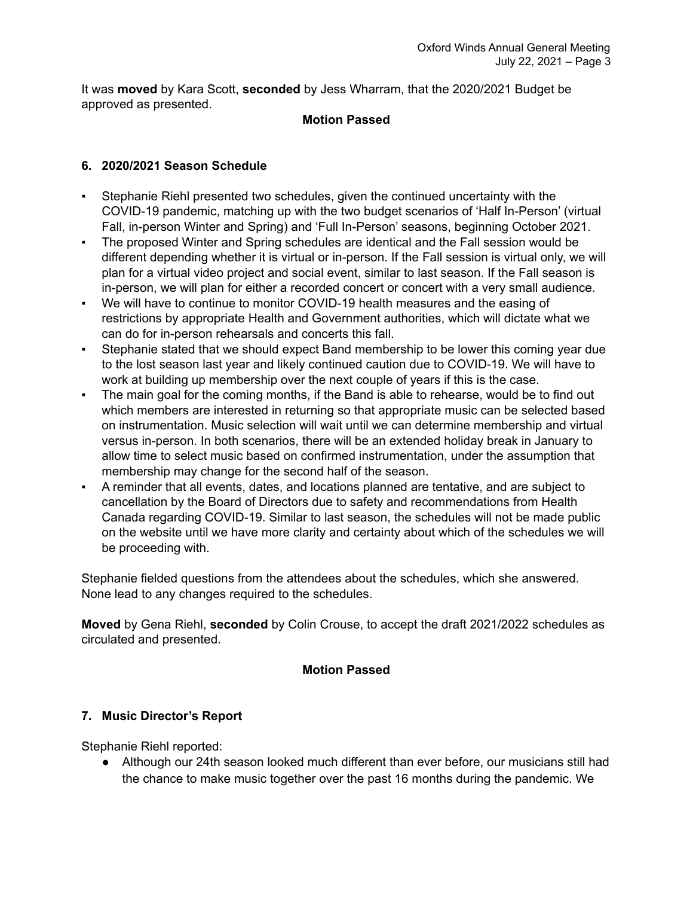It was **moved** by Kara Scott, **seconded** by Jess Wharram, that the 2020/2021 Budget be approved as presented.

**Motion Passed**

### 6. 2020/2021 Season Schedule

- Stephanie Riehl presented two schedules, given the continued uncertainty with the COVID-19 pandemic, matching up with the two budget scenarios of 'Half In-Person' (virtual Fall, in-person Winter and Spring) and 'Full In-Person' seasons, beginning October 2021.
- The proposed Winter and Spring schedules are identical and the Fall session would be different depending whether it is virtual or in-person. If the Fall session is virtual only, we will plan for a virtual video project and social event, similar to last season. If the Fall season is in-person, we will plan for either a recorded concert or concert with a very small audience.
- We will have to continue to monitor COVID-19 health measures and the easing of restrictions by appropriate Health and Government authorities, which will dictate what we can do for in-person rehearsals and concerts this fall.
- Stephanie stated that we should expect Band membership to be lower this coming year due to the lost season last year and likely continued caution due to COVID-19. We will have to work at building up membership over the next couple of years if this is the case.
- The main goal for the coming months, if the Band is able to rehearse, would be to find out which members are interested in returning so that appropriate music can be selected based on instrumentation. Music selection will wait until we can determine membership and virtual versus in-person. In both scenarios, there will be an extended holiday break in January to allow time to select music based on confirmed instrumentation, under the assumption that membership may change for the second half of the season.
- A reminder that all events, dates, and locations planned are tentative, and are subject to cancellation by the Board of Directors due to safety and recommendations from Health Canada regarding COVID-19. Similar to last season, the schedules will not be made public on the website until we have more clarity and certainty about which of the schedules we will be proceeding with.

Stephanie fielded questions from the attendees about the schedules, which she answered. None lead to any changes required to the schedules.

**Moved** by Gena Riehl, **seconded** by Colin Crouse, to accept the draft 2021/2022 schedules as circulated and presented.

**Motion Passed**

### 7. Music Director's Report

Stephanie Riehl reported:

- Although our 24th season looked much different than ever before, our musicians still had the chance to make music together over the past 16 months during the pandemic. We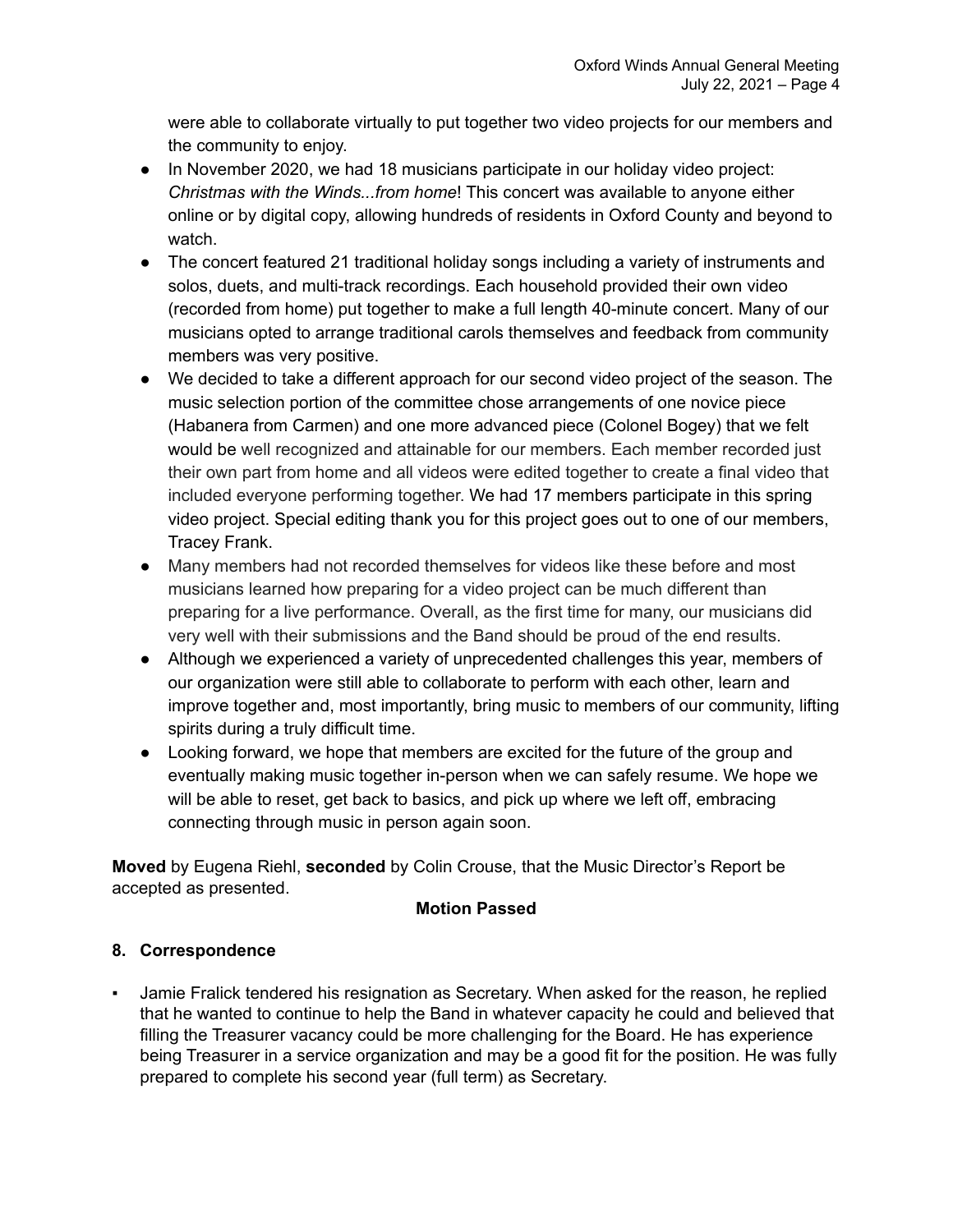were able to collaborate virtually to put together two video projects for our members and the community to enjoy.

- In November 2020, we had 18 musicians participate in our holiday video project: *Christmas with the Winds...from home*! This concert was available to anyone either online or by digital copy, allowing hundreds of residents in Oxford County and beyond to watch.
- The concert featured 21 traditional holiday songs including a variety of instruments and solos, duets, and multi-track recordings. Each household provided their own video (recorded from home) put together to make a full length 40-minute concert. Many of our musicians opted to arrange traditional carols themselves and feedback from community members was very positive.
- We decided to take a different approach for our second video project of the season. The music selection portion of the committee chose arrangements of one novice piece (Habanera from Carmen) and one more advanced piece (Colonel Bogey) that we felt would be well recognized and attainable for our members. Each member recorded just their own part from home and all videos were edited together to create a final video that included everyone performing together. We had 17 members participate in this spring video project. Special editing thank you for this project goes out to one of our members, Tracey Frank.
- Many members had not recorded themselves for videos like these before and most musicians learned how preparing for a video project can be much different than preparing for a live performance. Overall, as the first time for many, our musicians did very well with their submissions and the Band should be proud of the end results.
- Although we experienced a variety of unprecedented challenges this year, members of our organization were still able to collaborate to perform with each other, learn and improve together and, most importantly, bring music to members of our community, lifting spirits during a truly difficult time.
- Looking forward, we hope that members are excited for the future of the group and eventually making music together in-person when we can safely resume. We hope we will be able to reset, get back to basics, and pick up where we left off, embracing connecting through music in person again soon.

**Moved** by Eugena Riehl, **seconded** by Colin Crouse, that the Music Director's Report be accepted as presented.

**Motion Passed**

## 8. Correspondence

- Jamie Fralick tendered his resignation as Secretary. When asked for the reason, he replied that he wanted to continue to help the Band in whatever capacity he could and believed that filling the Treasurer vacancy could be more challenging for the Board. He has experience being Treasurer in a service organization and may be a good fit for the position. He was fully prepared to complete his second year (full term) as Secretary.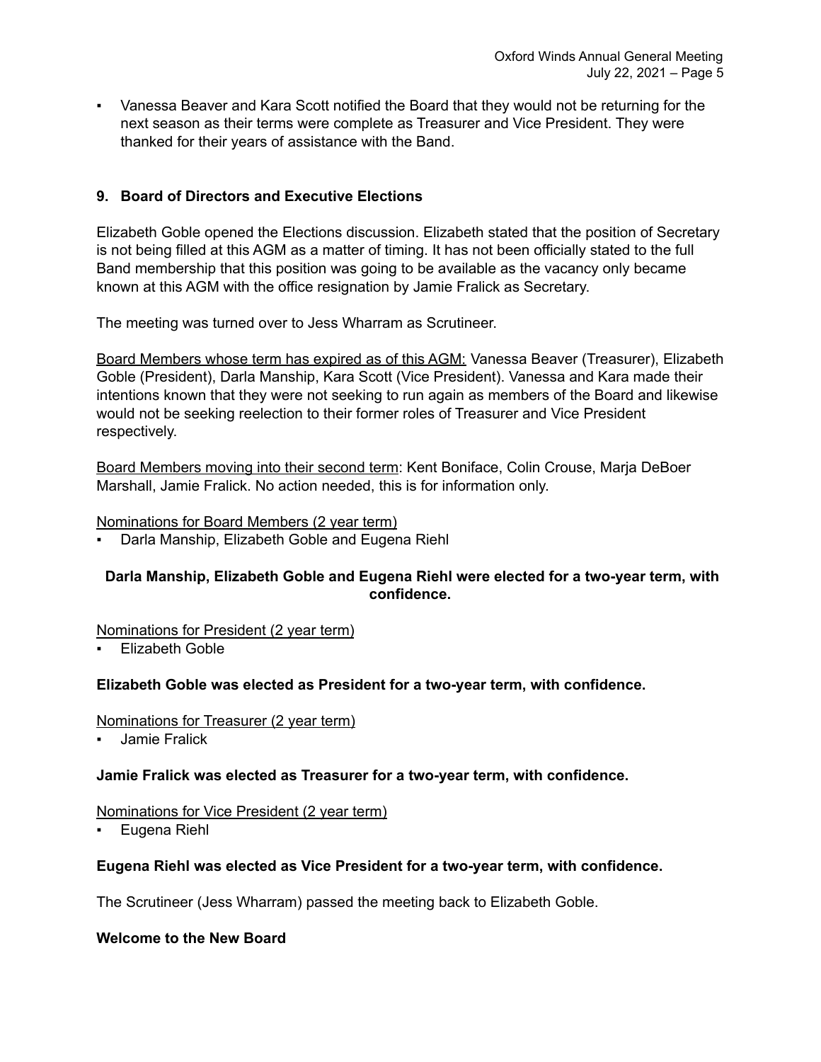- Vanessa Beaver and Kara Scott notified the Board that they would not be returning for the next season as their terms were complete as Treasurer and Vice President. They were thanked for their years of assistance with the Band.

## 9. Board of Directors and Executive Elections

Elizabeth Goble opened the Elections discussion. Elizabeth stated that the position of Secretary is not being filled at this AGM as a matter of timing. It has not been officially stated to the full Band membership that this position was going to be available as the vacancy only became known at this AGM with the office resignation by Jamie Fralick as Secretary.

The meeting was turned over to Jess Wharram as Scrutineer.

Board Members whose term has expired as of this AGM: Vanessa Beaver (Treasurer), Elizabeth Goble (President), Darla Manship, Kara Scott (Vice President). Vanessa and Kara made their intentions known that they were not seeking to run again as members of the Board and likewise would not be seeking reelection to their former roles of Treasurer and Vice President respectively.

Board Members moving into their second term: Kent Boniface, Colin Crouse, Marja DeBoer Marshall, Jamie Fralick. No action needed, this is for information only.

Nominations for Board Members (2 year term)

- Darla Manship, Elizabeth Goble and Eugena Riehl

**Darla Manship, Elizabeth Goble and Eugena Riehl were elected for a two-year term, with confidence.**

Nominations for President (2 year term)

- Elizabeth Goble

**Elizabeth Goble was elected as President for a two-year term, with confidence.**

Nominations for Treasurer (2 year term)

- Jamie Fralick

**Jamie Fralick was elected as Treasurer for a two-year term, with confidence.**

Nominations for Vice President (2 year term)

- Eugena Riehl

**Eugena Riehl was elected as Vice President for a two-year term, with confidence.**

The Scrutineer (Jess Wharram) passed the meeting back to Elizabeth Goble.

**Welcome to the New Board**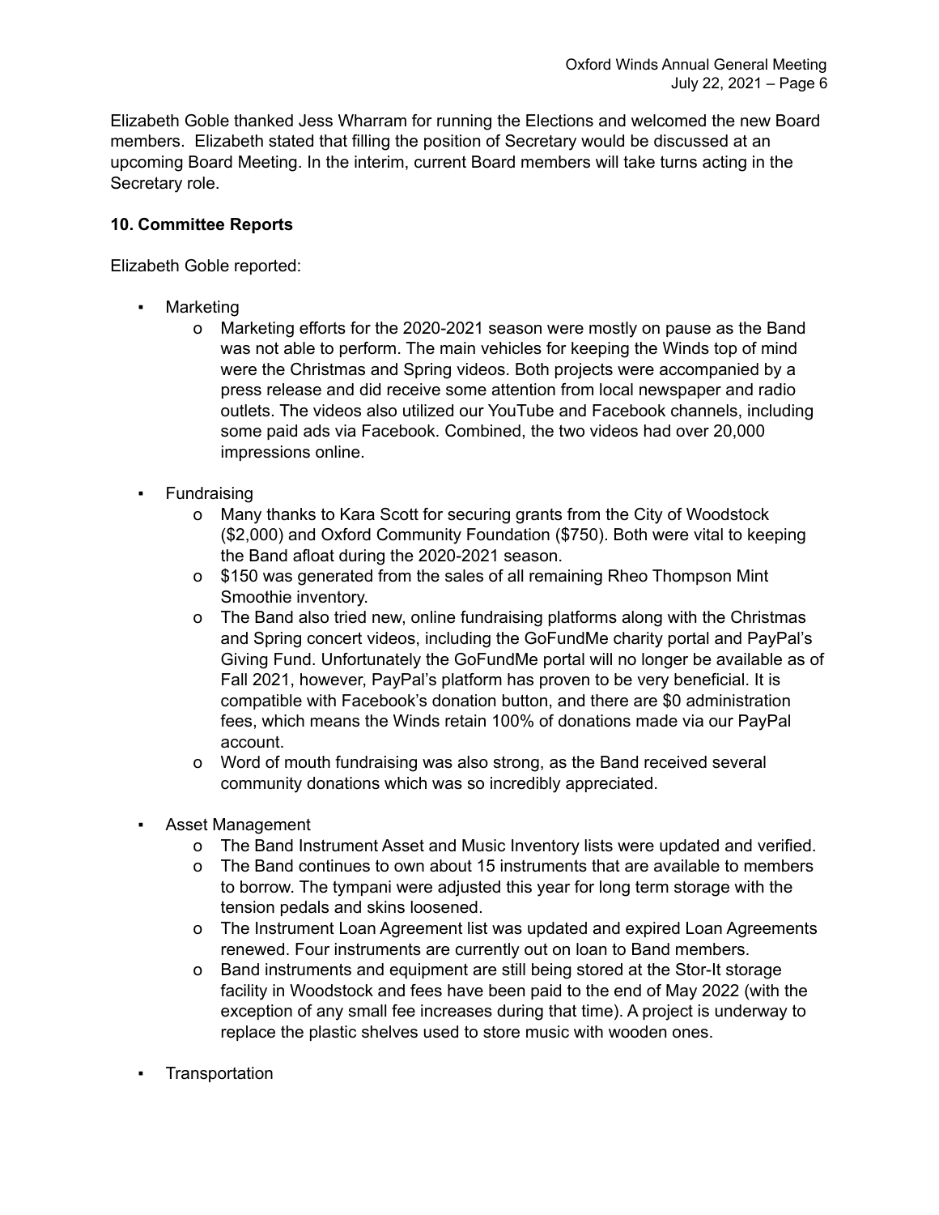Elizabeth Goble thanked Jess Wharram for running the Elections and welcomed the new Board members. Elizabeth stated that filling the position of Secretary would be discussed at an upcoming Board Meeting. In the interim, current Board members will take turns acting in the Secretary role.

**10. Committee Reports**

Elizabeth Goble reported:

- Marketing
  - Marketing efforts for the 2020-2021 season were mostly on pause as the Band was not able to perform. The main vehicles for keeping the Winds top of mind were the Christmas and Spring videos. Both projects were accompanied by a press release and did receive some attention from local newspaper and radio outlets. The videos also utilized our YouTube and Facebook channels, including some paid ads via Facebook. Combined, the two videos had over 20,000 impressions online.

- Fundraising
  - Many thanks to Kara Scott for securing grants from the City of Woodstock ($2,000) and Oxford Community Foundation ($750). Both were vital to keeping the Band afloat during the 2020-2021 season.
  - $150 was generated from the sales of all remaining Rheo Thompson Mint Smoothie inventory.
  - The Band also tried new, online fundraising platforms along with the Christmas and Spring concert videos, including the GoFundMe charity portal and PayPal's Giving Fund. Unfortunately the GoFundMe portal will no longer be available as of Fall 2021, however, PayPal's platform has proven to be very beneficial. It is compatible with Facebook's donation button, and there are $0 administration fees, which means the Winds retain 100% of donations made via our PayPal account.
  - Word of mouth fundraising was also strong, as the Band received several community donations which was so incredibly appreciated.

- Asset Management
  - The Band Instrument Asset and Music Inventory lists were updated and verified.
  - The Band continues to own about 15 instruments that are available to members to borrow. The tympani were adjusted this year for long term storage with the tension pedals and skins loosened.
  - The Instrument Loan Agreement list was updated and expired Loan Agreements renewed. Four instruments are currently out on loan to Band members.
  - Band instruments and equipment are still being stored at the Stor-It storage facility in Woodstock and fees have been paid to the end of May 2022 (with the exception of any small fee increases during that time). A project is underway to replace the plastic shelves used to store music with wooden ones.

- Transportation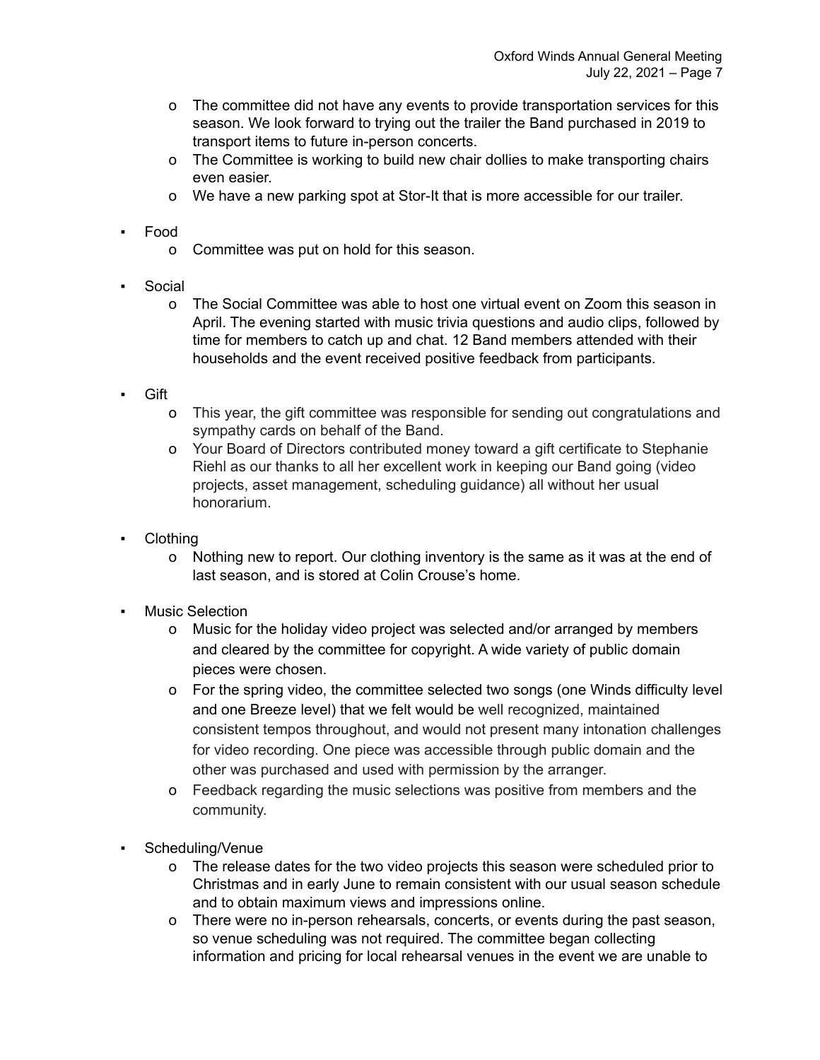- The committee did not have any events to provide transportation services for this season. We look forward to trying out the trailer the Band purchased in 2019 to transport items to future in-person concerts.
  - The Committee is working to build new chair dollies to make transporting chairs even easier.
  - We have a new parking spot at Stor-It that is more accessible for our trailer.

- Food
  - Committee was put on hold for this season.

- Social
  - The Social Committee was able to host one virtual event on Zoom this season in April. The evening started with music trivia questions and audio clips, followed by time for members to catch up and chat. 12 Band members attended with their households and the event received positive feedback from participants.

- Gift
  - This year, the gift committee was responsible for sending out congratulations and sympathy cards on behalf of the Band.
  - Your Board of Directors contributed money toward a gift certificate to Stephanie Riehl as our thanks to all her excellent work in keeping our Band going (video projects, asset management, scheduling guidance) all without her usual honorarium.

- Clothing
  - Nothing new to report. Our clothing inventory is the same as it was at the end of last season, and is stored at Colin Crouse's home.

- Music Selection
  - Music for the holiday video project was selected and/or arranged by members and cleared by the committee for copyright. A wide variety of public domain pieces were chosen.
  - For the spring video, the committee selected two songs (one Winds difficulty level and one Breeze level) that we felt would be well recognized, maintained consistent tempos throughout, and would not present many intonation challenges for video recording. One piece was accessible through public domain and the other was purchased and used with permission by the arranger.
  - Feedback regarding the music selections was positive from members and the community.

- Scheduling/Venue
  - The release dates for the two video projects this season were scheduled prior to Christmas and in early June to remain consistent with our usual season schedule and to obtain maximum views and impressions online.
  - There were no in-person rehearsals, concerts, or events during the past season, so venue scheduling was not required. The committee began collecting information and pricing for local rehearsal venues in the event we are unable to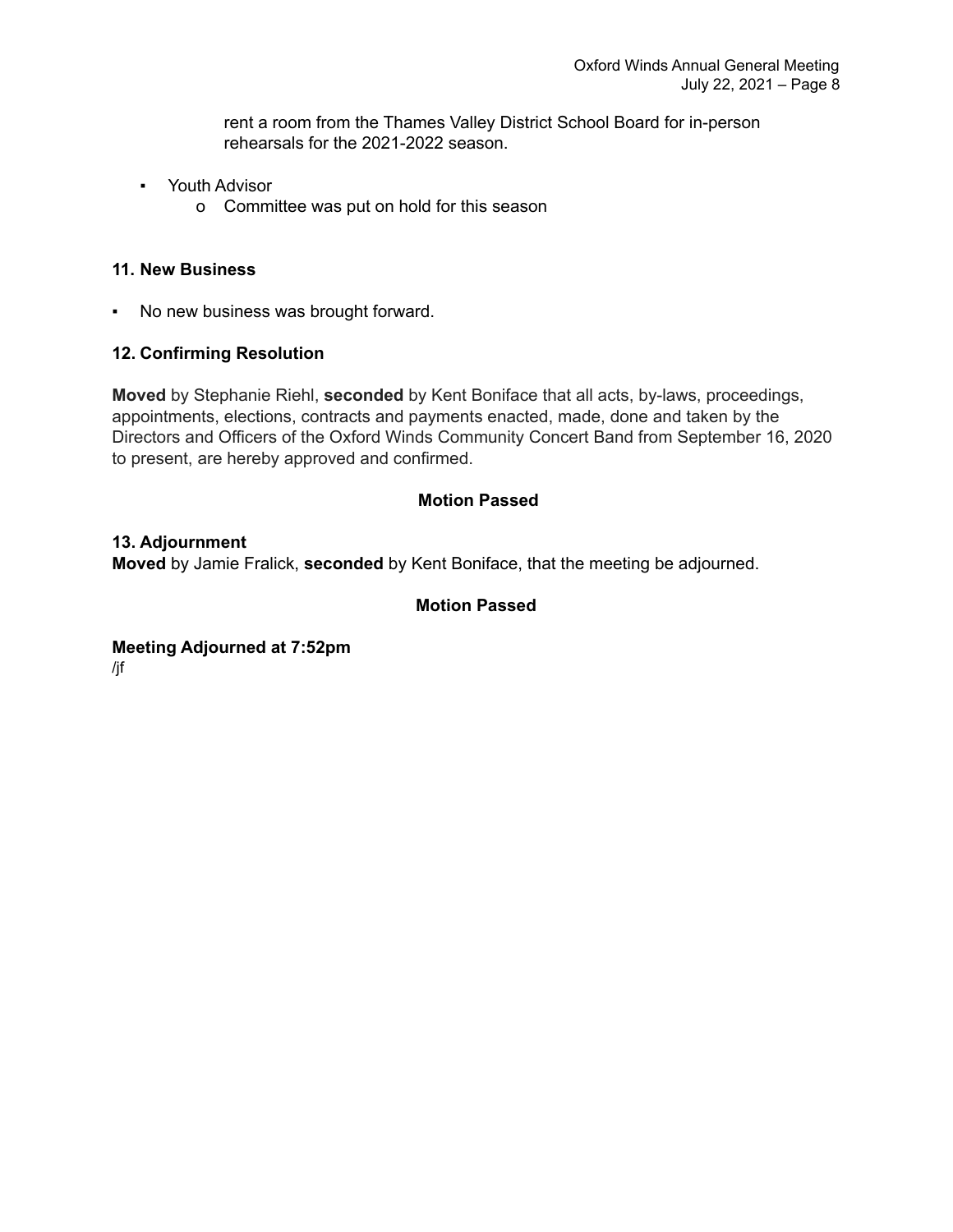rent a room from the Thames Valley District School Board for in-person rehearsals for the 2021-2022 season.

- Youth Advisor
  - Committee was put on hold for this season

### 11. New Business

- No new business was brought forward.

### 12. Confirming Resolution

**Moved** by Stephanie Riehl, **seconded** by Kent Boniface that all acts, by-laws, proceedings, appointments, elections, contracts and payments enacted, made, done and taken by the Directors and Officers of the Oxford Winds Community Concert Band from September 16, 2020 to present, are hereby approved and confirmed.

**Motion Passed**

### 13. Adjournment

**Moved** by Jamie Fralick, **seconded** by Kent Boniface, that the meeting be adjourned.

**Motion Passed**

**Meeting Adjourned at 7:52pm**

/jf